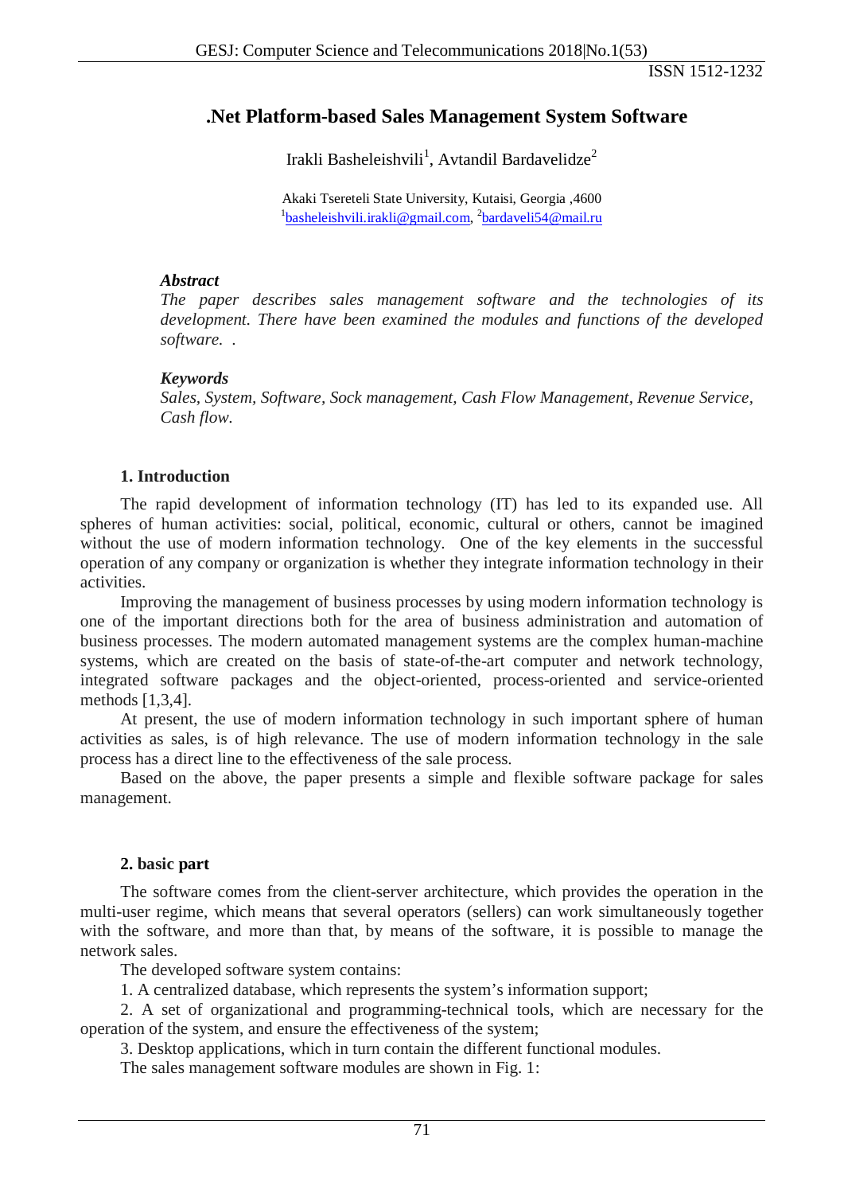# .Net Platform-based Sales Management System Software

Irakli Basheleishvili[1], Avtandil Bardavelidze[2]

Akaki Tsereteli State University, Kutaisi, Georgia ,4600
[1]basheleishvili.irakli@gmail.com, [2]bardaveli54@mail.ru

***Abstract***

*The paper describes sales management software and the technologies of its development. There have been examined the modules and functions of the developed software. .*

***Keywords***

*Sales, System, Software, Sock management, Cash Flow Management, Revenue Service, Cash flow.*

## 1. Introduction

The rapid development of information technology (IT) has led to its expanded use. All spheres of human activities: social, political, economic, cultural or others, cannot be imagined without the use of modern information technology. One of the key elements in the successful operation of any company or organization is whether they integrate information technology in their activities.

Improving the management of business processes by using modern information technology is one of the important directions both for the area of business administration and automation of business processes. The modern automated management systems are the complex human-machine systems, which are created on the basis of state-of-the-art computer and network technology, integrated software packages and the object-oriented, process-oriented and service-oriented methods [1,3,4].

At present, the use of modern information technology in such important sphere of human activities as sales, is of high relevance. The use of modern information technology in the sale process has a direct line to the effectiveness of the sale process.

Based on the above, the paper presents a simple and flexible software package for sales management.

## 2. basic part

The software comes from the client-server architecture, which provides the operation in the multi-user regime, which means that several operators (sellers) can work simultaneously together with the software, and more than that, by means of the software, it is possible to manage the network sales.

The developed software system contains:

1. A centralized database, which represents the system's information support;

2. A set of organizational and programming-technical tools, which are necessary for the operation of the system, and ensure the effectiveness of the system;

3. Desktop applications, which in turn contain the different functional modules.

The sales management software modules are shown in Fig. 1: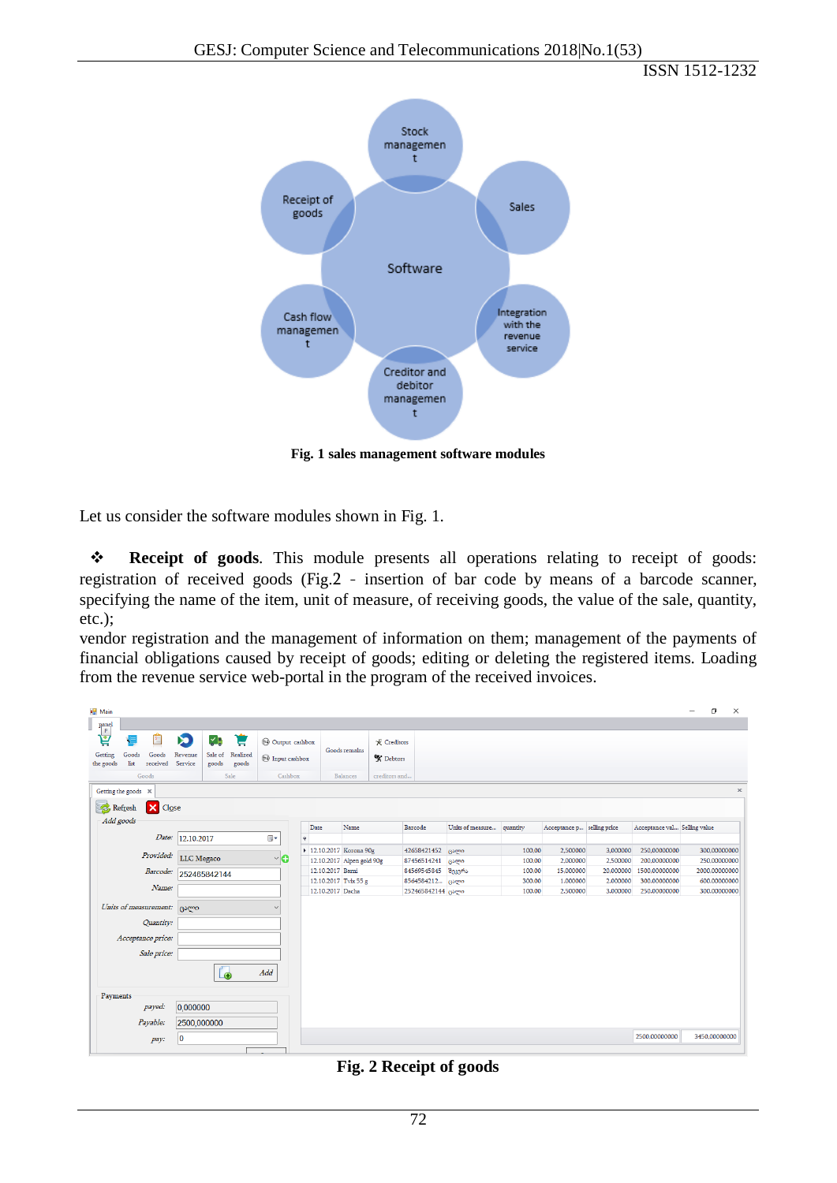Fig. 1 sales management software modules

Let us consider the software modules shown in Fig. 1.

❖ **Receipt of goods**. This module presents all operations relating to receipt of goods: registration of received goods (Fig.2 - insertion of bar code by means of a barcode scanner, specifying the name of the item, unit of measure, of receiving goods, the value of the sale, quantity, etc.);
vendor registration and the management of information on them; management of the payments of financial obligations caused by receipt of goods; editing or deleting the registered items. Loading from the revenue service web-portal in the program of the received invoices.

Fig. 2 Receipt of goods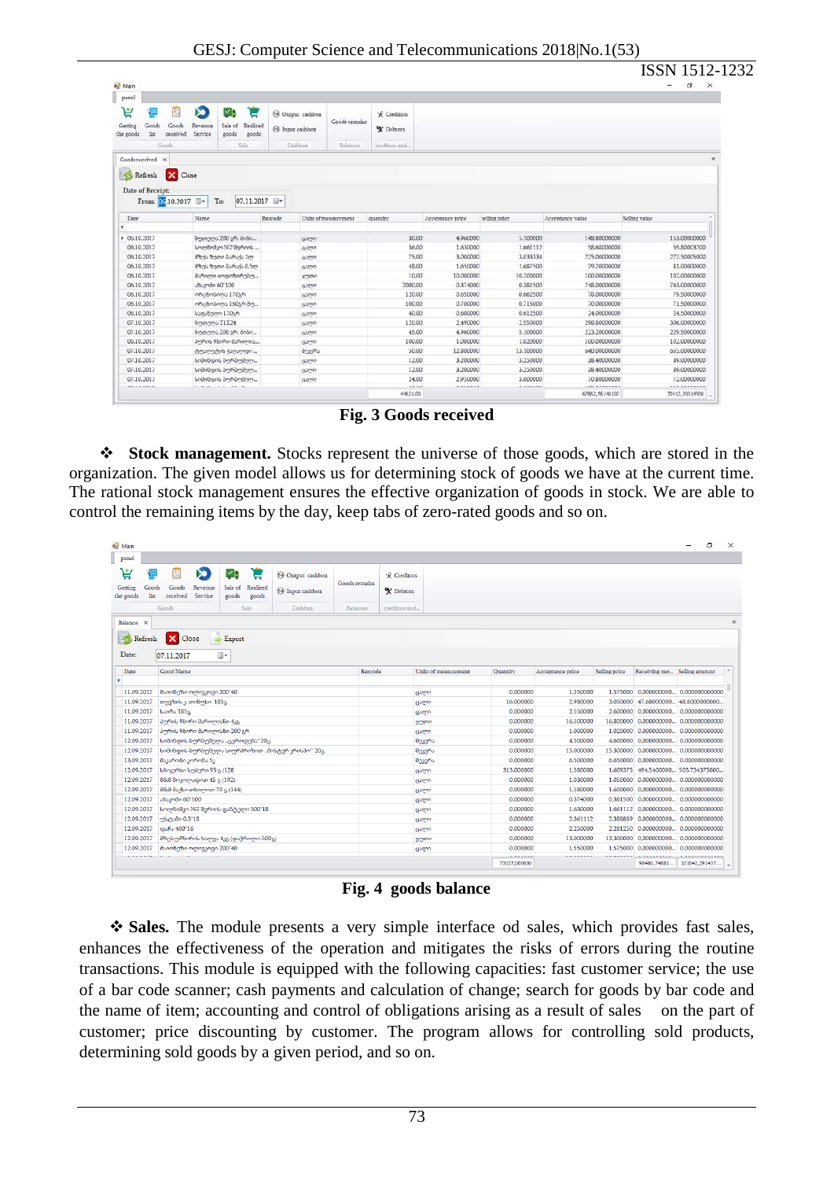Fig. 3 Goods received

❖ **Stock management.** Stocks represent the universe of those goods, which are stored in the organization. The given model allows us for determining stock of goods we have at the current time. The rational stock management ensures the effective organization of goods in stock. We are able to control the remaining items by the day, keep tabs of zero-rated goods and so on.

Fig. 4 goods balance

❖ **Sales.** The module presents a very simple interface od sales, which provides fast sales, enhances the effectiveness of the operation and mitigates the risks of errors during the routine transactions. This module is equipped with the following capacities: fast customer service; the use of a bar code scanner; cash payments and calculation of change; search for goods by bar code and the name of item; accounting and control of obligations arising as a result of sales on the part of customer; price discounting by customer. The program allows for controlling sold products, determining sold goods by a given period, and so on.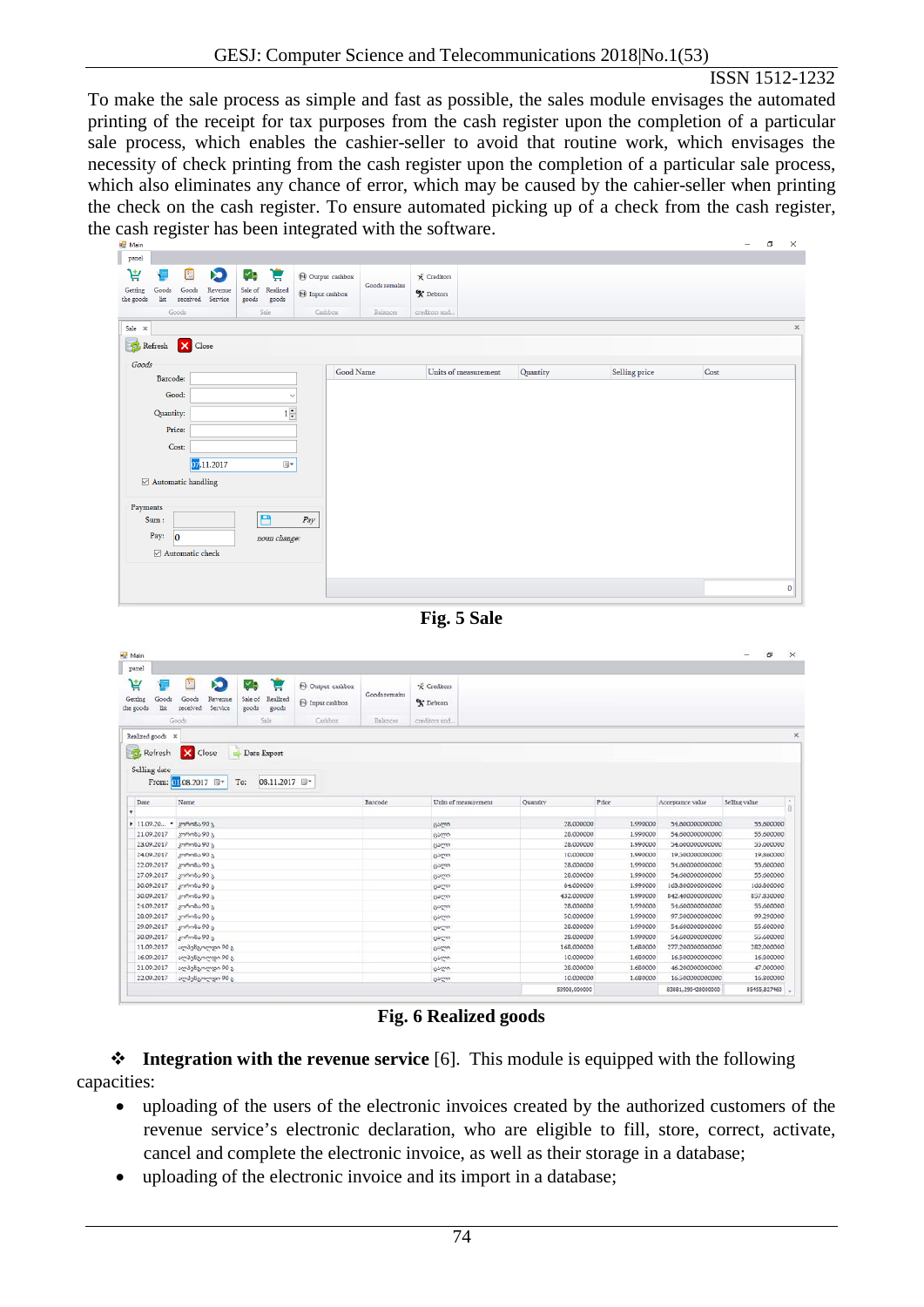To make the sale process as simple and fast as possible, the sales module envisages the automated printing of the receipt for tax purposes from the cash register upon the completion of a particular sale process, which enables the cashier-seller to avoid that routine work, which envisages the necessity of check printing from the cash register upon the completion of a particular sale process, which also eliminates any chance of error, which may be caused by the cahier-seller when printing the check on the cash register. To ensure automated picking up of a check from the cash register, the cash register has been integrated with the software.

**Fig. 5 Sale**

**Fig. 6 Realized goods**

❖ **Integration with the revenue service** [6]. This module is equipped with the following capacities:

- uploading of the users of the electronic invoices created by the authorized customers of the revenue service's electronic declaration, who are eligible to fill, store, correct, activate, cancel and complete the electronic invoice, as well as their storage in a database;
- uploading of the electronic invoice and its import in a database;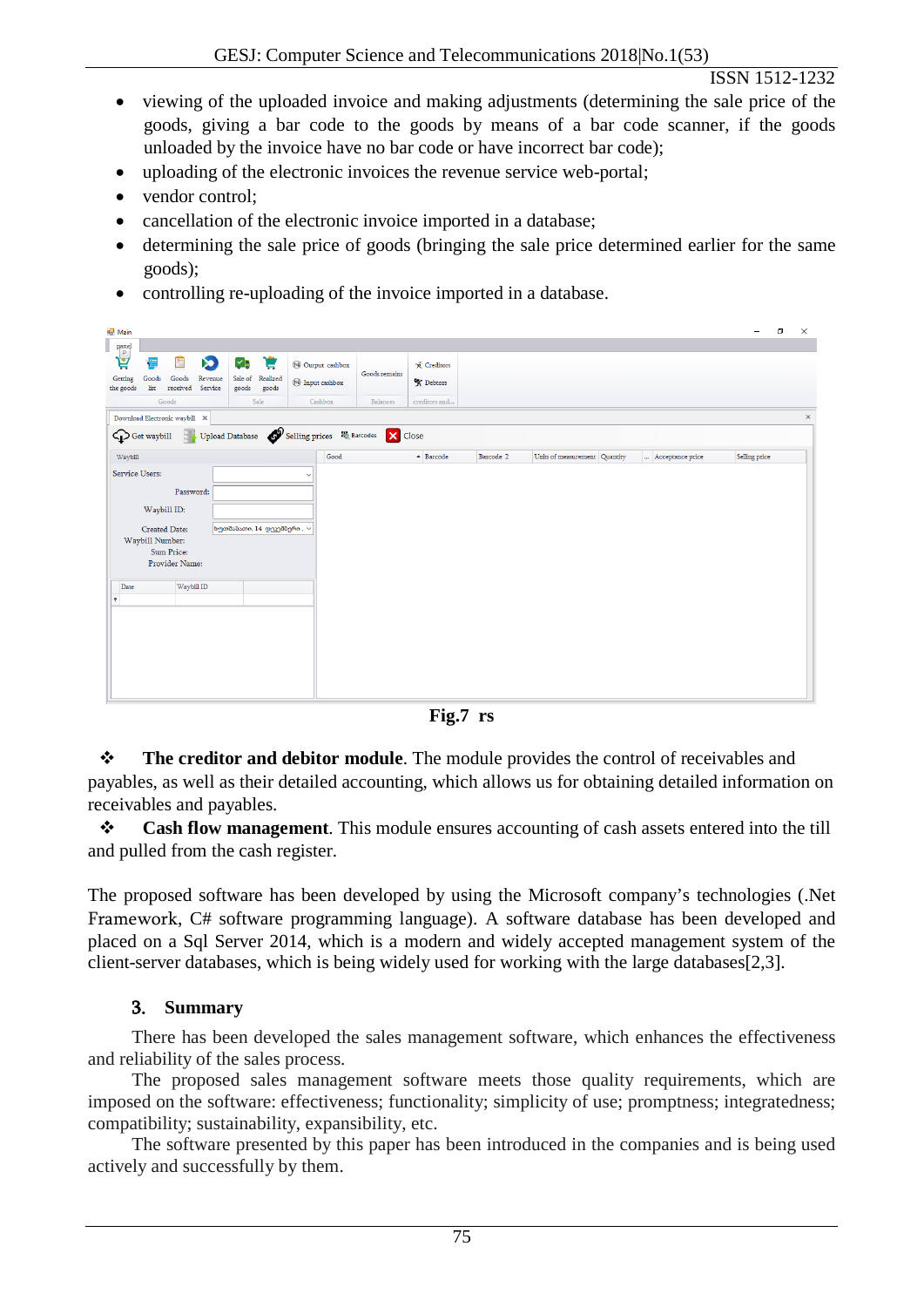- viewing of the uploaded invoice and making adjustments (determining the sale price of the goods, giving a bar code to the goods by means of a bar code scanner, if the goods unloaded by the invoice have no bar code or have incorrect bar code);
- uploading of the electronic invoices the revenue service web-portal;
- vendor control;
- cancellation of the electronic invoice imported in a database;
- determining the sale price of goods (bringing the sale price determined earlier for the same goods);
- controlling re-uploading of the invoice imported in a database.

**Fig.7 rs**

❖ **The creditor and debitor module**. The module provides the control of receivables and payables, as well as their detailed accounting, which allows us for obtaining detailed information on receivables and payables.

❖ **Cash flow management**. This module ensures accounting of cash assets entered into the till and pulled from the cash register.

The proposed software has been developed by using the Microsoft company's technologies (.Net Framework, C# software programming language). A software database has been developed and placed on a Sql Server 2014, which is a modern and widely accepted management system of the client-server databases, which is being widely used for working with the large databases[2,3].

## 3. Summary

There has been developed the sales management software, which enhances the effectiveness and reliability of the sales process.

The proposed sales management software meets those quality requirements, which are imposed on the software: effectiveness; functionality; simplicity of use; promptness; integratedness; compatibility; sustainability, expansibility, etc.

The software presented by this paper has been introduced in the companies and is being used actively and successfully by them.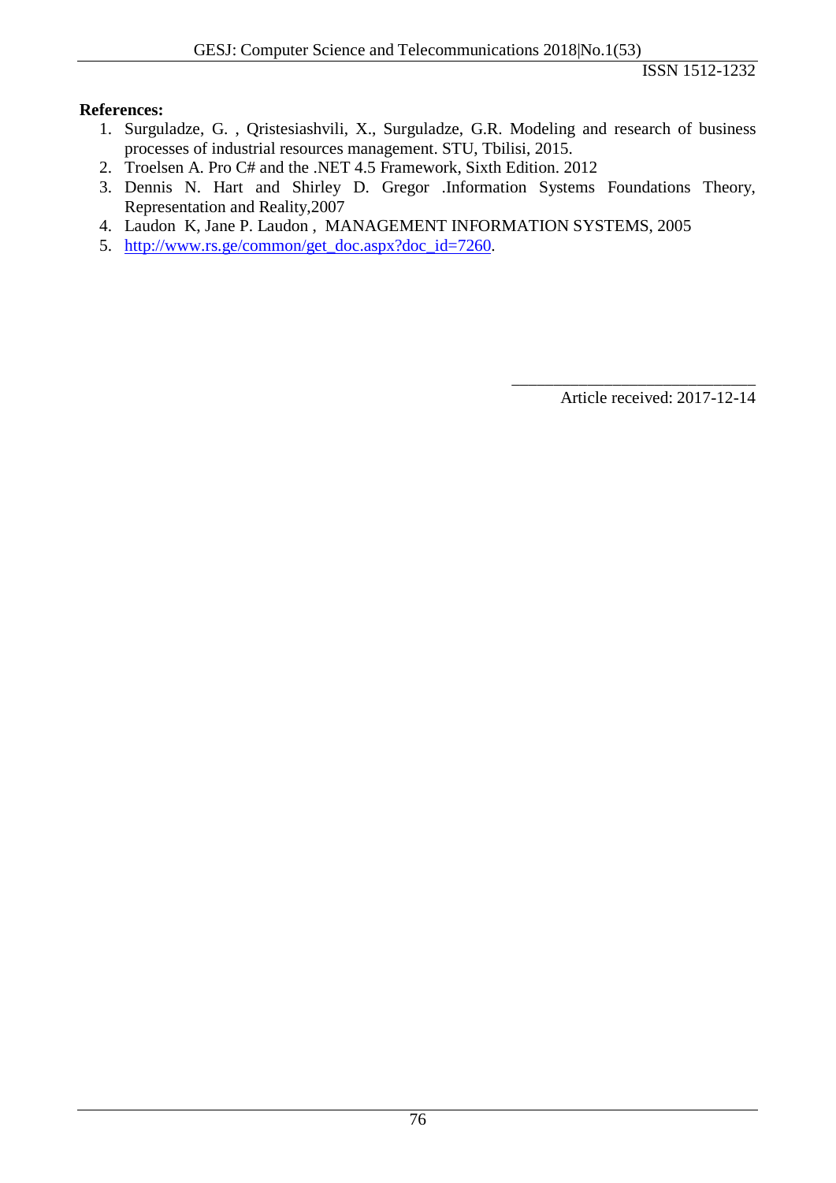**References:**

1. Surguladze, G. , Qristesiashvili, X., Surguladze, G.R. Modeling and research of business processes of industrial resources management. STU, Tbilisi, 2015.
2. Troelsen A. Pro C# and the .NET 4.5 Framework, Sixth Edition. 2012
3. Dennis N. Hart and Shirley D. Gregor .Information Systems Foundations Theory, Representation and Reality,2007
4. Laudon K, Jane P. Laudon , MANAGEMENT INFORMATION SYSTEMS, 2005
5. http://www.rs.ge/common/get_doc.aspx?doc_id=7260.

______________________________

Article received: 2017-12-14